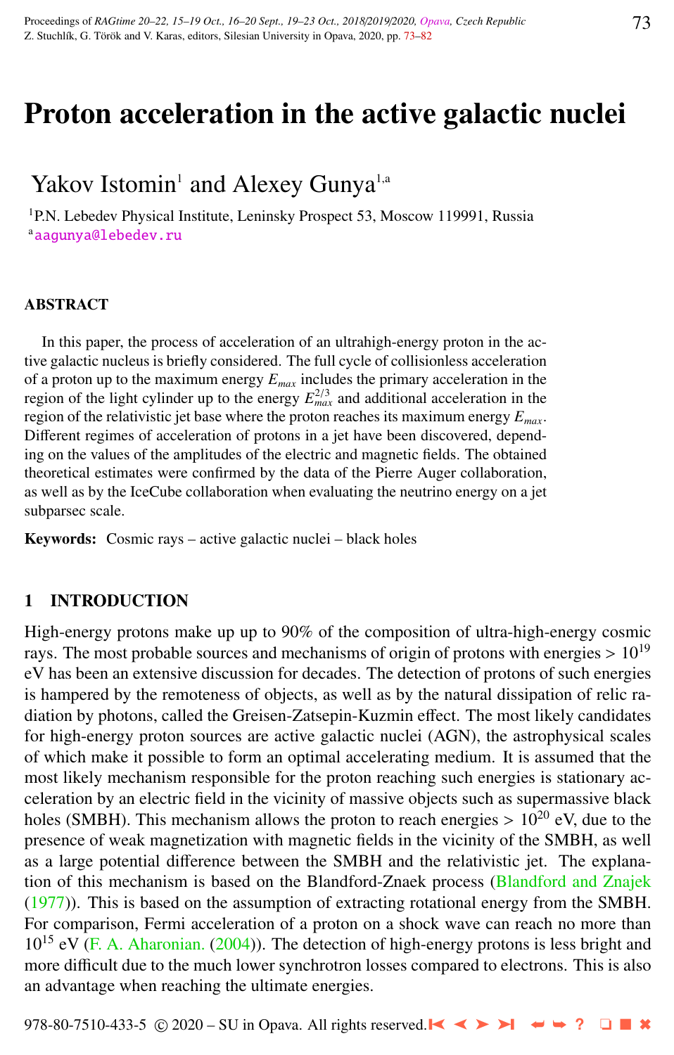# Proton acceleration in the active galactic nuclei

Yakov Istomin[1] and Alexey Gunya[1,a]

[1]P.N. Lebedev Physical Institute, Leninsky Prospect 53, Moscow 119991, Russia
[a]aagunya@lebedev.ru

## ABSTRACT

In this paper, the process of acceleration of an ultrahigh-energy proton in the active galactic nucleus is briefly considered. The full cycle of collisionless acceleration of a proton up to the maximum energy $E_{max}$ includes the primary acceleration in the region of the light cylinder up to the energy $E_{max}^{2/3}$ and additional acceleration in the region of the relativistic jet base where the proton reaches its maximum energy $E_{max}$. Different regimes of acceleration of protons in a jet have been discovered, depending on the values of the amplitudes of the electric and magnetic fields. The obtained theoretical estimates were confirmed by the data of the Pierre Auger collaboration, as well as by the IceCube collaboration when evaluating the neutrino energy on a jet subparsec scale.

**Keywords:** Cosmic rays – active galactic nuclei – black holes

## 1 INTRODUCTION

High-energy protons make up up to 90% of the composition of ultra-high-energy cosmic rays. The most probable sources and mechanisms of origin of protons with energies > $10^{19}$ eV has been an extensive discussion for decades. The detection of protons of such energies is hampered by the remoteness of objects, as well as by the natural dissipation of relic radiation by photons, called the Greisen-Zatsepin-Kuzmin effect. The most likely candidates for high-energy proton sources are active galactic nuclei (AGN), the astrophysical scales of which make it possible to form an optimal accelerating medium. It is assumed that the most likely mechanism responsible for the proton reaching such energies is stationary acceleration by an electric field in the vicinity of massive objects such as supermassive black holes (SMBH). This mechanism allows the proton to reach energies > $10^{20}$ eV, due to the presence of weak magnetization with magnetic fields in the vicinity of the SMBH, as well as a large potential difference between the SMBH and the relativistic jet. The explanation of this mechanism is based on the Blandford-Znaek process (Blandford and Znajek (1977)). This is based on the assumption of extracting rotational energy from the SMBH. For comparison, Fermi acceleration of a proton on a shock wave can reach no more than $10^{15}$ eV (F. A. Aharonian. (2004)). The detection of high-energy protons is less bright and more difficult due to the much lower synchrotron losses compared to electrons. This is also an advantage when reaching the ultimate energies.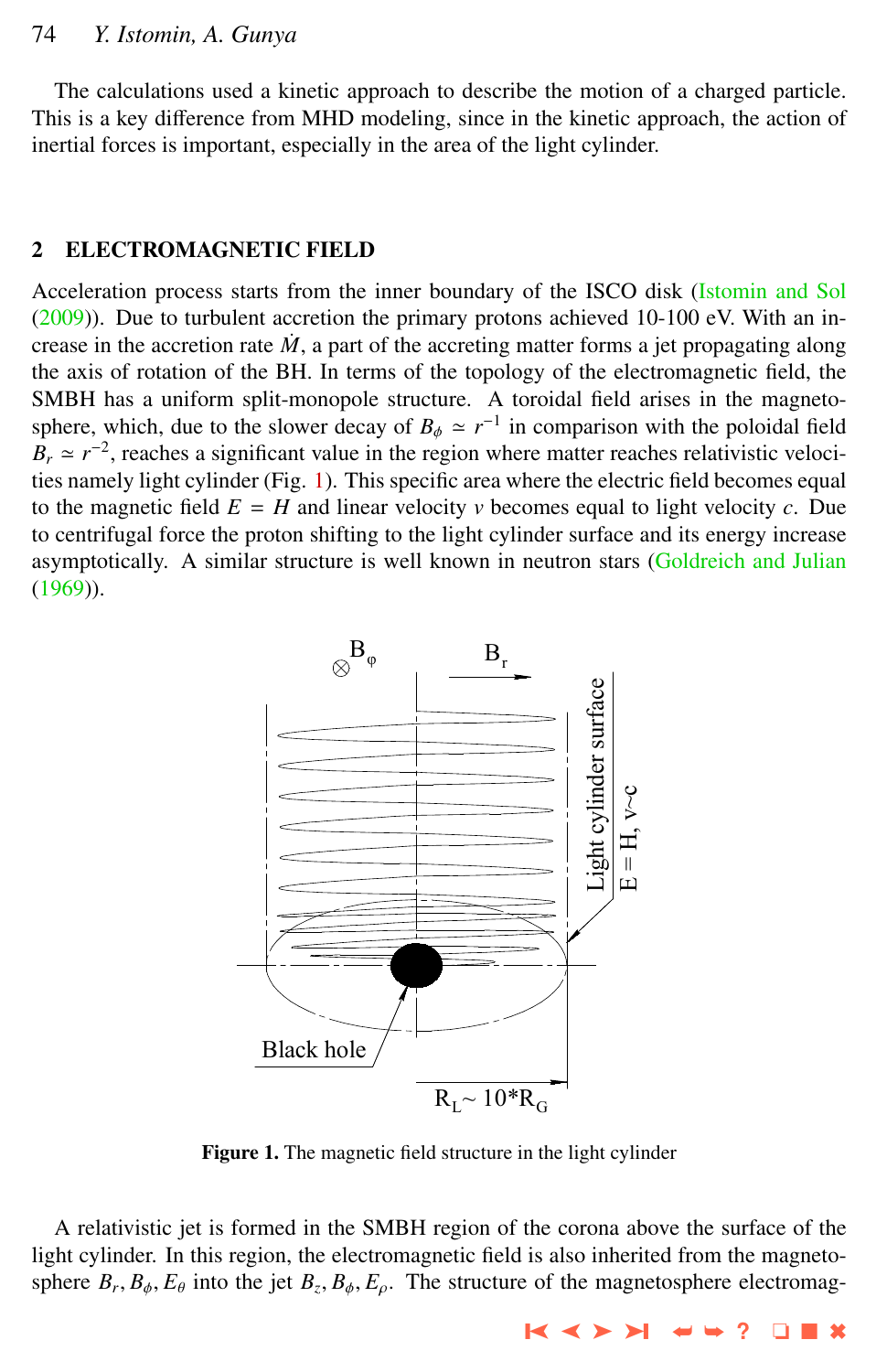The calculations used a kinetic approach to describe the motion of a charged particle. This is a key difference from MHD modeling, since in the kinetic approach, the action of inertial forces is important, especially in the area of the light cylinder.

## 2 ELECTROMAGNETIC FIELD

Acceleration process starts from the inner boundary of the ISCO disk (Istomin and Sol (2009)). Due to turbulent accretion the primary protons achieved 10-100 eV. With an increase in the accretion rate $\dot{M}$, a part of the accreting matter forms a jet propagating along the axis of rotation of the BH. In terms of the topology of the electromagnetic field, the SMBH has a uniform split-monopole structure. A toroidal field arises in the magnetosphere, which, due to the slower decay of $B_\phi \simeq r^{-1}$ in comparison with the poloidal field $B_r \simeq r^{-2}$, reaches a significant value in the region where matter reaches relativistic velocities namely light cylinder (Fig. 1). This specific area where the electric field becomes equal to the magnetic field $E = H$ and linear velocity $v$ becomes equal to light velocity $c$. Due to centrifugal force the proton shifting to the light cylinder surface and its energy increase asymptotically. A similar structure is well known in neutron stars (Goldreich and Julian (1969)).

**Figure 1.** The magnetic field structure in the light cylinder

A relativistic jet is formed in the SMBH region of the corona above the surface of the light cylinder. In this region, the electromagnetic field is also inherited from the magnetosphere $B_r, B_\phi, E_\theta$ into the jet $B_z, B_\phi, E_\rho$. The structure of the magnetosphere electromag-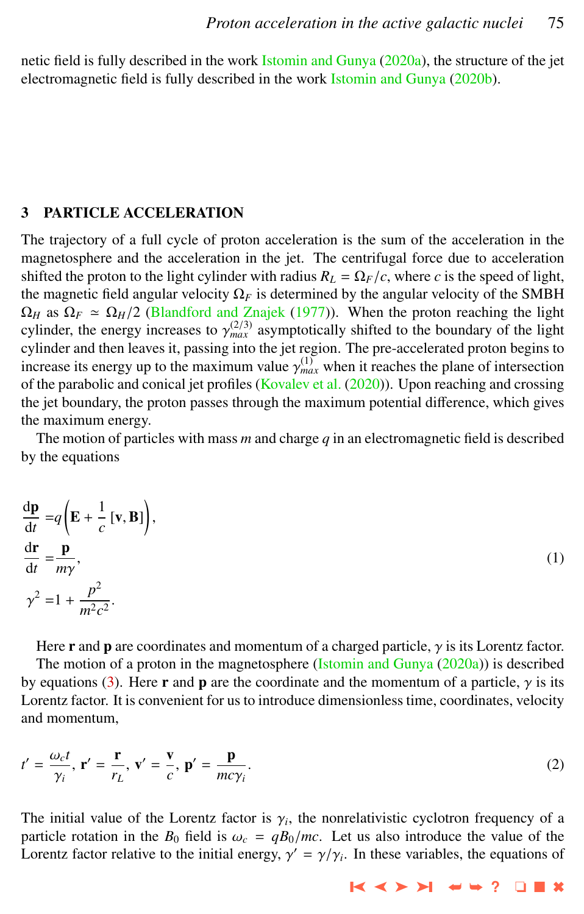netic field is fully described in the work Istomin and Gunya (2020a), the structure of the jet electromagnetic field is fully described in the work Istomin and Gunya (2020b).

## 3 PARTICLE ACCELERATION

The trajectory of a full cycle of proton acceleration is the sum of the acceleration in the magnetosphere and the acceleration in the jet. The centrifugal force due to acceleration shifted the proton to the light cylinder with radius $R_L = \Omega_F/c$, where $c$ is the speed of light, the magnetic field angular velocity $\Omega_F$ is determined by the angular velocity of the SMBH $\Omega_H$ as $\Omega_F \simeq \Omega_H/2$ (Blandford and Znajek (1977)). When the proton reaching the light cylinder, the energy increases to $\gamma_{max}^{(2/3)}$ asymptotically shifted to the boundary of the light cylinder and then leaves it, passing into the jet region. The pre-accelerated proton begins to increase its energy up to the maximum value $\gamma_{max}^{(1)}$ when it reaches the plane of intersection of the parabolic and conical jet profiles (Kovalev et al. (2020)). Upon reaching and crossing the jet boundary, the proton passes through the maximum potential difference, which gives the maximum energy.

The motion of particles with mass $m$ and charge $q$ in an electromagnetic field is described by the equations

$$
\begin{aligned}
\frac{\mathrm{d}\mathbf{p}}{\mathrm{d}t} &= q\left(\mathbf{E} + \frac{1}{c}\left[\mathbf{v}, \mathbf{B}\right]\right), \\
\frac{\mathrm{d}\mathbf{r}}{\mathrm{d}t} &= \frac{\mathbf{p}}{m\gamma}, \\
\gamma^2 &= 1 + \frac{p^2}{m^2c^2}.
\end{aligned}
\tag{1}
$$

Here $\mathbf{r}$ and $\mathbf{p}$ are coordinates and momentum of a charged particle, $\gamma$ is its Lorentz factor.

The motion of a proton in the magnetosphere (Istomin and Gunya (2020a)) is described by equations (3). Here $\mathbf{r}$ and $\mathbf{p}$ are the coordinate and the momentum of a particle, $\gamma$ is its Lorentz factor. It is convenient for us to introduce dimensionless time, coordinates, velocity and momentum,

$$
t' = \frac{\omega_c t}{\gamma_i},\ \mathbf{r}' = \frac{\mathbf{r}}{r_L},\ \mathbf{v}' = \frac{\mathbf{v}}{c},\ \mathbf{p}' = \frac{\mathbf{p}}{mc\gamma_i}.
\tag{2}
$$

The initial value of the Lorentz factor is $\gamma_i$, the nonrelativistic cyclotron frequency of a particle rotation in the $B_0$ field is $\omega_c = qB_0/mc$. Let us also introduce the value of the Lorentz factor relative to the initial energy, $\gamma' = \gamma/\gamma_i$. In these variables, the equations of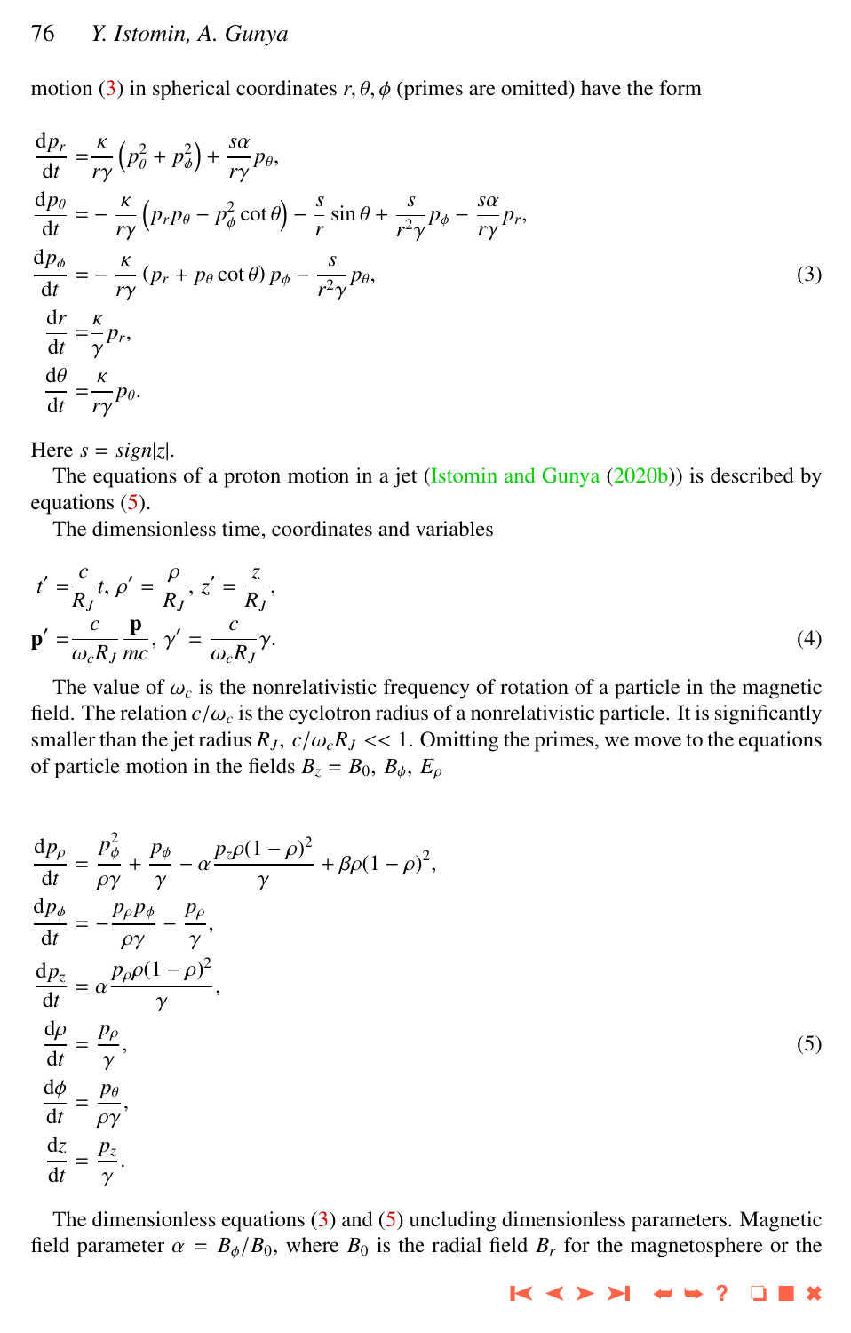motion (3) in spherical coordinates $r, \theta, \phi$ (primes are omitted) have the form

$$
\begin{aligned}
\frac{\mathrm{d}p_r}{\mathrm{d}t} &= \frac{\kappa}{r\gamma}\left(p_\theta^2 + p_\phi^2\right) + \frac{s\alpha}{r\gamma}p_\theta, \\
\frac{\mathrm{d}p_\theta}{\mathrm{d}t} &= -\frac{\kappa}{r\gamma}\left(p_r p_\theta - p_\phi^2 \cot\theta\right) - \frac{s}{r}\sin\theta + \frac{s}{r^2\gamma}p_\phi - \frac{s\alpha}{r\gamma}p_r, \\
\frac{\mathrm{d}p_\phi}{\mathrm{d}t} &= -\frac{\kappa}{r\gamma}\left(p_r + p_\theta \cot\theta\right)p_\phi - \frac{s}{r^2\gamma}p_\theta, \\
\frac{\mathrm{d}r}{\mathrm{d}t} &= \frac{\kappa}{\gamma}p_r, \\
\frac{\mathrm{d}\theta}{\mathrm{d}t} &= \frac{\kappa}{r\gamma}p_\theta.
\end{aligned}
\tag{3}
$$

Here $s = sign|z|$.

The equations of a proton motion in a jet (Istomin and Gunya (2020b)) is described by equations (5).

The dimensionless time, coordinates and variables

$$
\begin{aligned}
t' &= \frac{c}{R_J}t,\ \rho' = \frac{\rho}{R_J},\ z' = \frac{z}{R_J}, \\
\mathbf{p}' &= \frac{c}{\omega_c R_J}\frac{\mathbf{p}}{mc},\ \gamma' = \frac{c}{\omega_c R_J}\gamma.
\end{aligned}
\tag{4}
$$

The value of $\omega_c$ is the nonrelativistic frequency of rotation of a particle in the magnetic field. The relation $c/\omega_c$ is the cyclotron radius of a nonrelativistic particle. It is significantly smaller than the jet radius $R_J$, $c/\omega_c R_J << 1$. Omitting the primes, we move to the equations of particle motion in the fields $B_z = B_0$, $B_\phi$, $E_\rho$

$$
\begin{aligned}
\frac{\mathrm{d}p_\rho}{\mathrm{d}t} &= \frac{p_\phi^2}{\rho\gamma} + \frac{p_\phi}{\gamma} - \alpha\frac{p_z\rho(1-\rho)^2}{\gamma} + \beta\rho(1-\rho)^2, \\
\frac{\mathrm{d}p_\phi}{\mathrm{d}t} &= -\frac{p_\rho p_\phi}{\rho\gamma} - \frac{p_\rho}{\gamma}, \\
\frac{\mathrm{d}p_z}{\mathrm{d}t} &= \alpha\frac{p_\rho\rho(1-\rho)^2}{\gamma}, \\
\frac{\mathrm{d}\rho}{\mathrm{d}t} &= \frac{p_\rho}{\gamma}, \\
\frac{\mathrm{d}\phi}{\mathrm{d}t} &= \frac{p_\theta}{\rho\gamma}, \\
\frac{\mathrm{d}z}{\mathrm{d}t} &= \frac{p_z}{\gamma}.
\end{aligned}
\tag{5}
$$

The dimensionless equations (3) and (5) uncluding dimensionless parameters. Magnetic field parameter $\alpha = B_\phi/B_0$, where $B_0$ is the radial field $B_r$ for the magnetosphere or the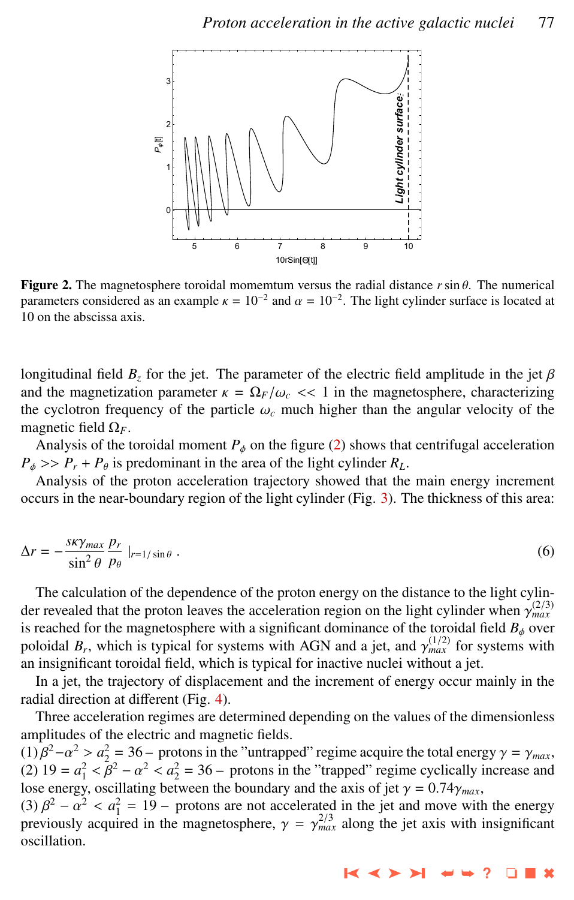**Figure 2.** The magnetosphere toroidal momemtum versus the radial distance $r\sin\theta$. The numerical parameters considered as an example $\kappa = 10^{-2}$ and $\alpha = 10^{-2}$. The light cylinder surface is located at 10 on the abscissa axis.

longitudinal field $B_z$ for the jet. The parameter of the electric field amplitude in the jet $\beta$ and the magnetization parameter $\kappa = \Omega_F/\omega_c << 1$ in the magnetosphere, characterizing the cyclotron frequency of the particle $\omega_c$ much higher than the angular velocity of the magnetic field $\Omega_F$.

Analysis of the toroidal moment $P_\phi$ on the figure (2) shows that centrifugal acceleration $P_\phi >> P_r + P_\theta$ is predominant in the area of the light cylinder $R_L$.

Analysis of the proton acceleration trajectory showed that the main energy increment occurs in the near-boundary region of the light cylinder (Fig. 3). The thickness of this area:

$$\Delta r = -\frac{s\kappa\gamma_{max}}{\sin^2\theta}\frac{p_r}{p_\theta}\Big|_{r=1/\sin\theta}\,. \tag{6}$$

The calculation of the dependence of the proton energy on the distance to the light cylinder revealed that the proton leaves the acceleration region on the light cylinder when $\gamma_{max}^{(2/3)}$ is reached for the magnetosphere with a significant dominance of the toroidal field $B_\phi$ over poloidal $B_r$, which is typical for systems with AGN and a jet, and $\gamma_{max}^{(1/2)}$ for systems with an insignificant toroidal field, which is typical for inactive nuclei without a jet.

In a jet, the trajectory of displacement and the increment of energy occur mainly in the radial direction at different (Fig. 4).

Three acceleration regimes are determined depending on the values of the dimensionless amplitudes of the electric and magnetic fields.

(1) $\beta^2 - \alpha^2 > a_2^2 = 36$ – protons in the "untrapped" regime acquire the total energy $\gamma = \gamma_{max}$,

(2) $19 = a_1^2 < \beta^2 - \alpha^2 < a_2^2 = 36$ – protons in the "trapped" regime cyclically increase and lose energy, oscillating between the boundary and the axis of jet $\gamma = 0.74\gamma_{max}$,

(3) $\beta^2 - \alpha^2 < a_1^2 = 19$ – protons are not accelerated in the jet and move with the energy previously acquired in the magnetosphere, $\gamma = \gamma_{max}^{2/3}$ along the jet axis with insignificant oscillation.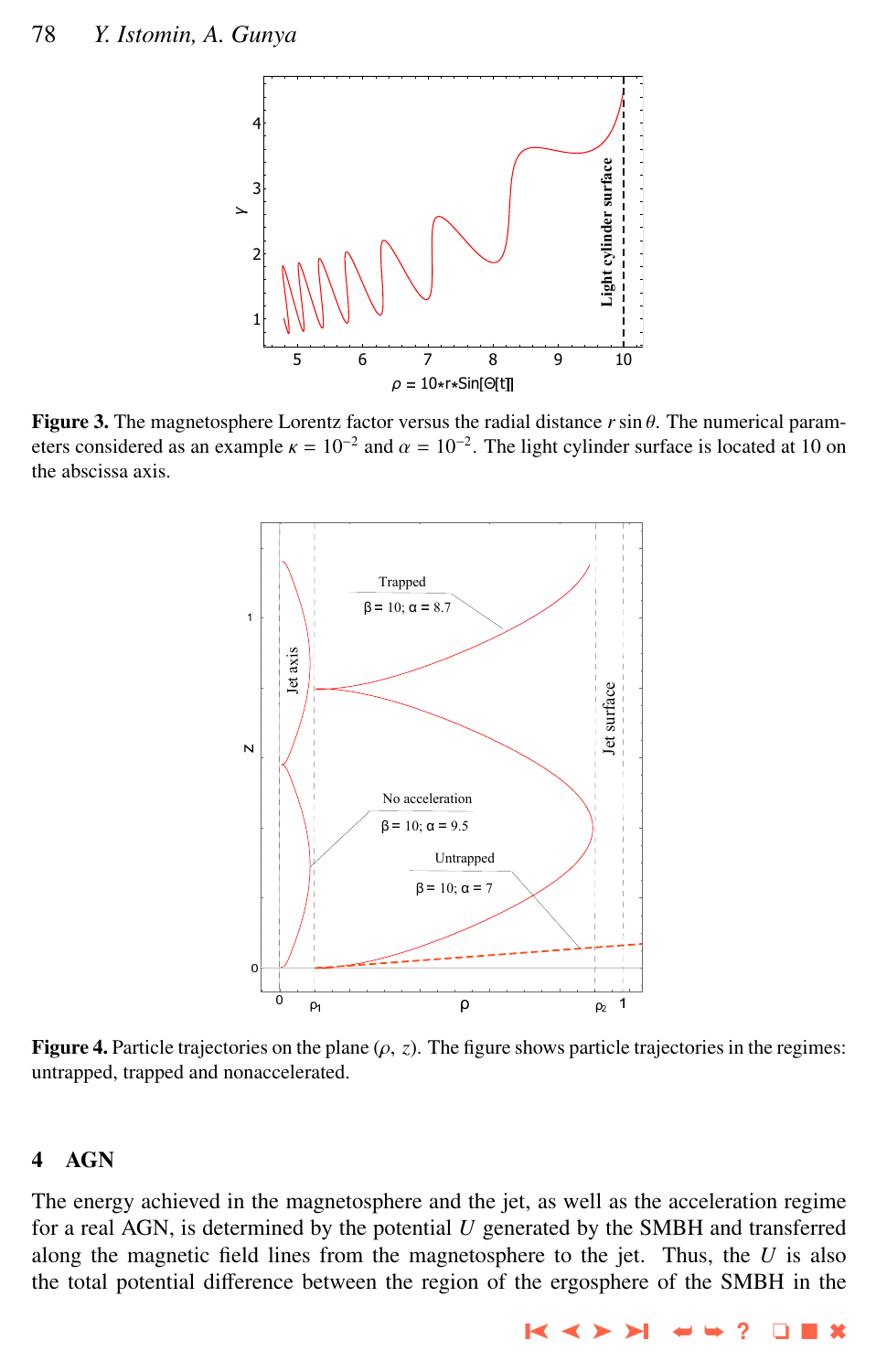**Figure 3.** The magnetosphere Lorentz factor versus the radial distance $r \sin\theta$. The numerical parameters considered as an example $\kappa = 10^{-2}$ and $\alpha = 10^{-2}$. The light cylinder surface is located at 10 on the abscissa axis.

**Figure 4.** Particle trajectories on the plane $(\rho, z)$. The figure shows particle trajectories in the regimes: untrapped, trapped and nonaccelerated.

## 4 AGN

The energy achieved in the magnetosphere and the jet, as well as the acceleration regime for a real AGN, is determined by the potential $U$ generated by the SMBH and transferred along the magnetic field lines from the magnetosphere to the jet. Thus, the $U$ is also the total potential difference between the region of the ergosphere of the SMBH in the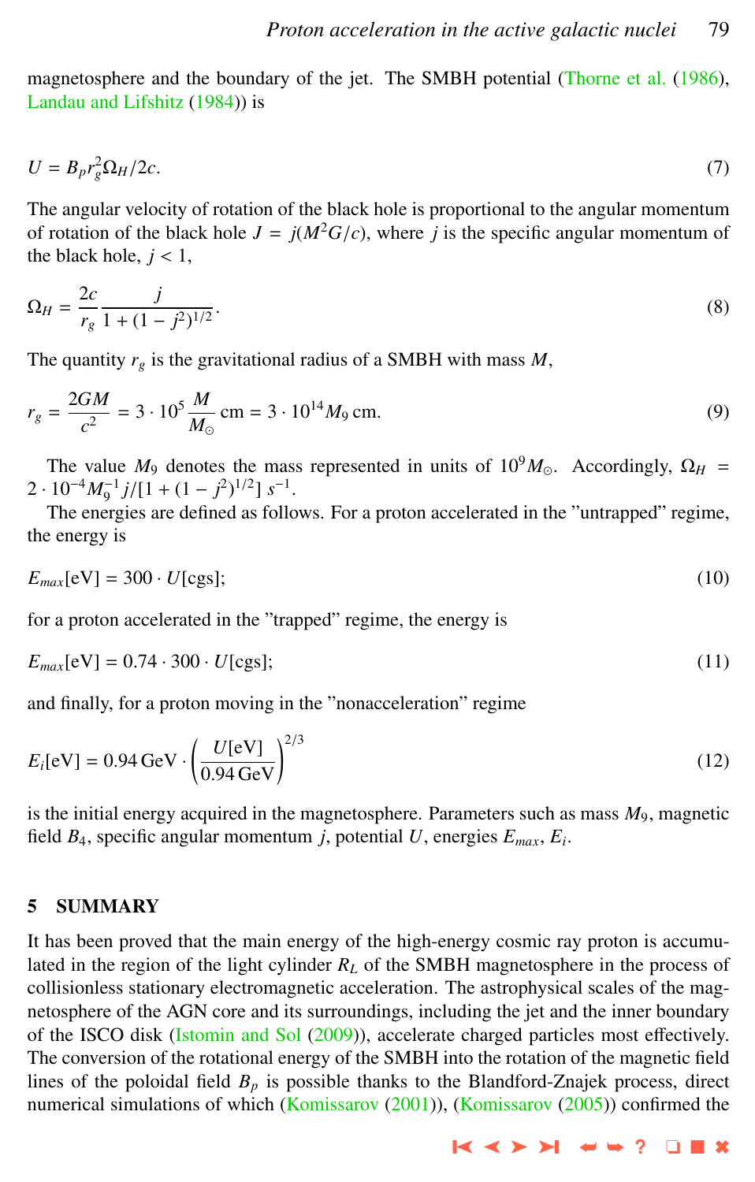magnetosphere and the boundary of the jet. The SMBH potential (Thorne et al. (1986), Landau and Lifshitz (1984)) is

$$U = B_p r_g^2 \Omega_H / 2c. \tag{7}$$

The angular velocity of rotation of the black hole is proportional to the angular momentum of rotation of the black hole $J = j(M^2 G/c)$, where $j$ is the specific angular momentum of the black hole, $j < 1$,

$$\Omega_H = \frac{2c}{r_g} \frac{j}{1 + (1 - j^2)^{1/2}}. \tag{8}$$

The quantity $r_g$ is the gravitational radius of a SMBH with mass $M$,

$$r_g = \frac{2GM}{c^2} = 3 \cdot 10^5 \frac{M}{M_\odot} \text{ cm} = 3 \cdot 10^{14} M_9 \text{ cm}. \tag{9}$$

The value $M_9$ denotes the mass represented in units of $10^9 M_\odot$. Accordingly, $\Omega_H = 2 \cdot 10^{-4} M_9^{-1} j/[1 + (1 - j^2)^{1/2}] \; s^{-1}$.

The energies are defined as follows. For a proton accelerated in the "untrapped" regime, the energy is

$$E_{max}[\text{eV}] = 300 \cdot U[\text{cgs}]; \tag{10}$$

for a proton accelerated in the "trapped" regime, the energy is

$$E_{max}[\text{eV}] = 0.74 \cdot 300 \cdot U[\text{cgs}]; \tag{11}$$

and finally, for a proton moving in the "nonacceleration" regime

$$E_i[\text{eV}] = 0.94 \,\text{GeV} \cdot \left( \frac{U[\text{eV}]}{0.94 \,\text{GeV}} \right)^{2/3} \tag{12}$$

is the initial energy acquired in the magnetosphere. Parameters such as mass $M_9$, magnetic field $B_4$, specific angular momentum $j$, potential $U$, energies $E_{max}$, $E_i$.

## 5 SUMMARY

It has been proved that the main energy of the high-energy cosmic ray proton is accumulated in the region of the light cylinder $R_L$ of the SMBH magnetosphere in the process of collisionless stationary electromagnetic acceleration. The astrophysical scales of the magnetosphere of the AGN core and its surroundings, including the jet and the inner boundary of the ISCO disk (Istomin and Sol (2009)), accelerate charged particles most effectively. The conversion of the rotational energy of the SMBH into the rotation of the magnetic field lines of the poloidal field $B_p$ is possible thanks to the Blandford-Znajek process, direct numerical simulations of which (Komissarov (2001)), (Komissarov (2005)) confirmed the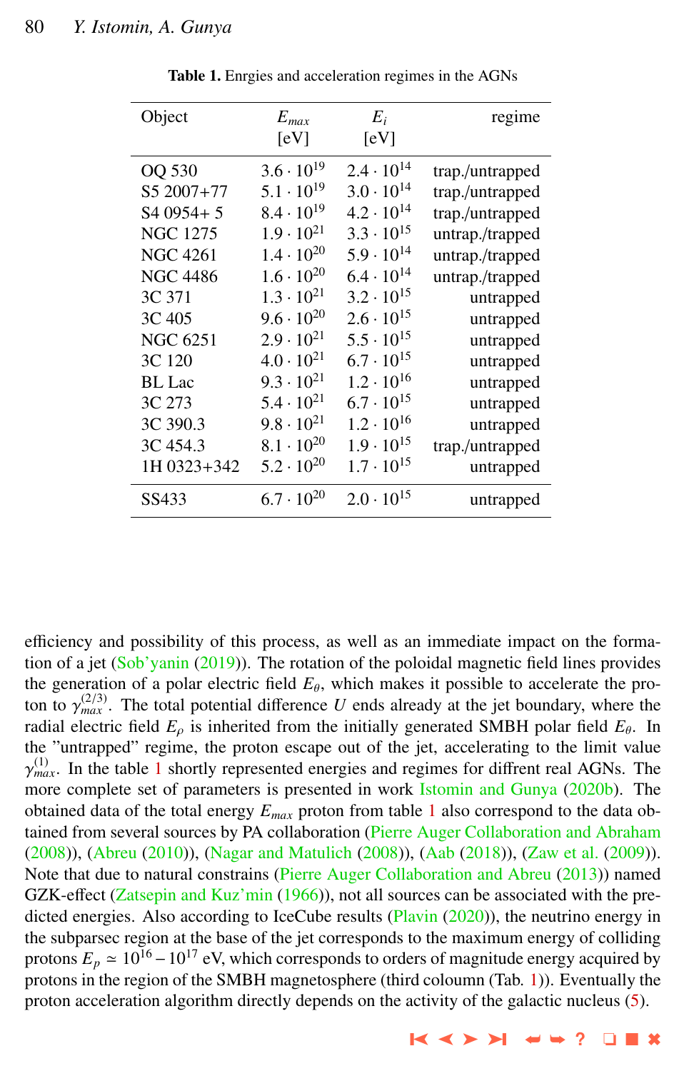**Table 1.** Enrgies and acceleration regimes in the AGNs

| Object | $E_{max}$ [eV] | $E_i$ [eV] | regime |
|---|---|---|---|
| OQ 530 | $3.6 \cdot 10^{19}$ | $2.4 \cdot 10^{14}$ | trap./untrapped |
| S5 2007+77 | $5.1 \cdot 10^{19}$ | $3.0 \cdot 10^{14}$ | trap./untrapped |
| S4 0954+ 5 | $8.4 \cdot 10^{19}$ | $4.2 \cdot 10^{14}$ | trap./untrapped |
| NGC 1275 | $1.9 \cdot 10^{21}$ | $3.3 \cdot 10^{15}$ | untrap./trapped |
| NGC 4261 | $1.4 \cdot 10^{20}$ | $5.9 \cdot 10^{14}$ | untrap./trapped |
| NGC 4486 | $1.6 \cdot 10^{20}$ | $6.4 \cdot 10^{14}$ | untrap./trapped |
| 3C 371 | $1.3 \cdot 10^{21}$ | $3.2 \cdot 10^{15}$ | untrapped |
| 3C 405 | $9.6 \cdot 10^{20}$ | $2.6 \cdot 10^{15}$ | untrapped |
| NGC 6251 | $2.9 \cdot 10^{21}$ | $5.5 \cdot 10^{15}$ | untrapped |
| 3C 120 | $4.0 \cdot 10^{21}$ | $6.7 \cdot 10^{15}$ | untrapped |
| BL Lac | $9.3 \cdot 10^{21}$ | $1.2 \cdot 10^{16}$ | untrapped |
| 3C 273 | $5.4 \cdot 10^{21}$ | $6.7 \cdot 10^{15}$ | untrapped |
| 3C 390.3 | $9.8 \cdot 10^{21}$ | $1.2 \cdot 10^{16}$ | untrapped |
| 3C 454.3 | $8.1 \cdot 10^{20}$ | $1.9 \cdot 10^{15}$ | trap./untrapped |
| 1H 0323+342 | $5.2 \cdot 10^{20}$ | $1.7 \cdot 10^{15}$ | untrapped |
| SS433 | $6.7 \cdot 10^{20}$ | $2.0 \cdot 10^{15}$ | untrapped |

efficiency and possibility of this process, as well as an immediate impact on the formation of a jet (Sob'yanin (2019)). The rotation of the poloidal magnetic field lines provides the generation of a polar electric field $E_\theta$, which makes it possible to accelerate the proton to $\gamma_{max}^{(2/3)}$. The total potential difference $U$ ends already at the jet boundary, where the radial electric field $E_\rho$ is inherited from the initially generated SMBH polar field $E_\theta$. In the "untrapped" regime, the proton escape out of the jet, accelerating to the limit value $\gamma_{max}^{(1)}$. In the table 1 shortly represented energies and regimes for diffrent real AGNs. The more complete set of parameters is presented in work Istomin and Gunya (2020b). The obtained data of the total energy $E_{max}$ proton from table 1 also correspond to the data obtained from several sources by PA collaboration (Pierre Auger Collaboration and Abraham (2008)), (Abreu (2010)), (Nagar and Matulich (2008)), (Aab (2018)), (Zaw et al. (2009)). Note that due to natural constrains (Pierre Auger Collaboration and Abreu (2013)) named GZK-effect (Zatsepin and Kuz'min (1966)), not all sources can be associated with the predicted energies. Also according to IceCube results (Plavin (2020)), the neutrino energy in the subparsec region at the base of the jet corresponds to the maximum energy of colliding protons $E_p \simeq 10^{16} - 10^{17}$ eV, which corresponds to orders of magnitude energy acquired by protons in the region of the SMBH magnetosphere (third coloumn (Tab. 1)). Eventually the proton acceleration algorithm directly depends on the activity of the galactic nucleus (5).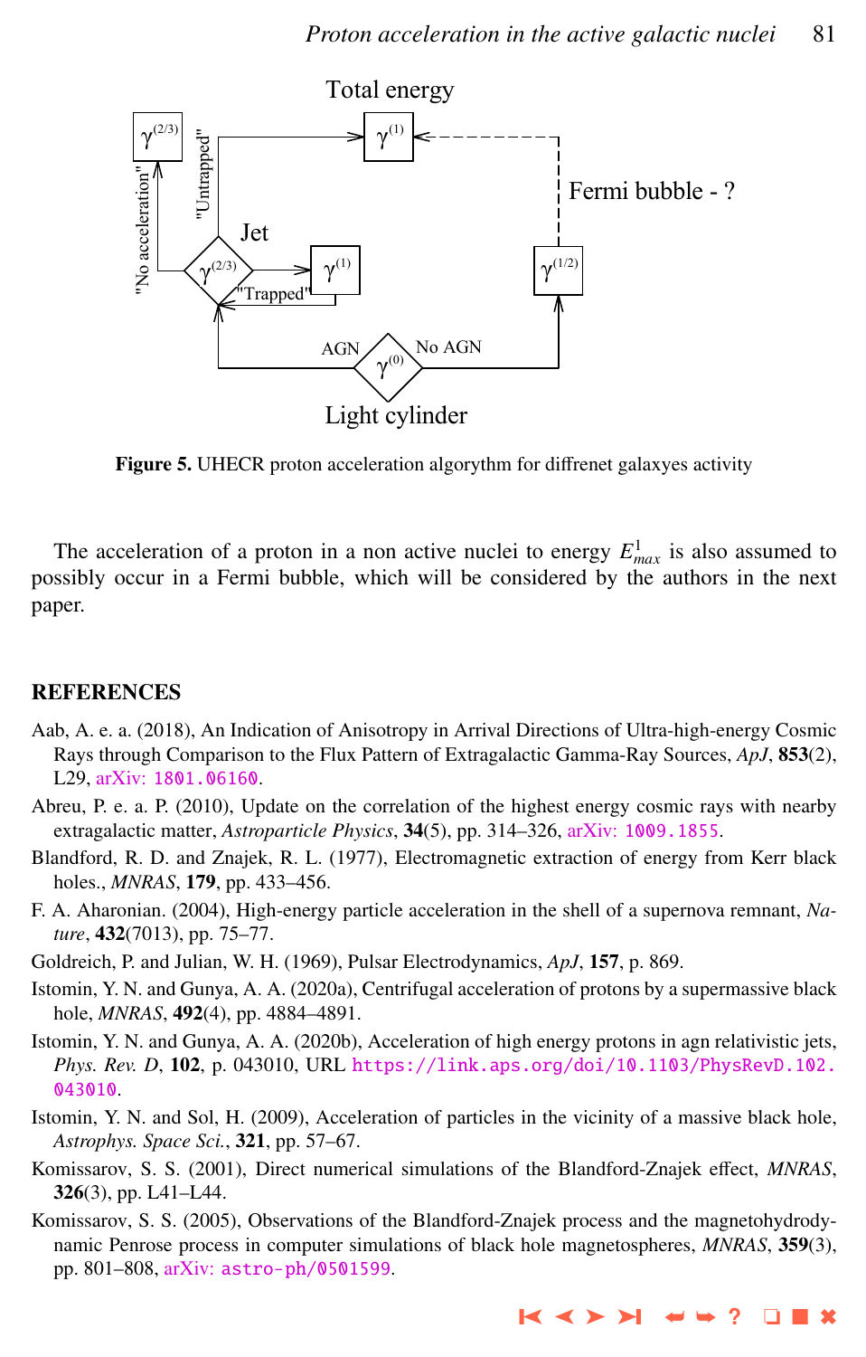**Figure 5.** UHECR proton acceleration algorythm for diffrenet galaxyes activity

The acceleration of a proton in a non active nuclei to energy $E^1_{max}$ is also assumed to possibly occur in a Fermi bubble, which will be considered by the authors in the next paper.

## REFERENCES

Aab, A. e. a. (2018), An Indication of Anisotropy in Arrival Directions of Ultra-high-energy Cosmic Rays through Comparison to the Flux Pattern of Extragalactic Gamma-Ray Sources, *ApJ*, **853**(2), L29, arXiv: 1801.06160.

Abreu, P. e. a. P. (2010), Update on the correlation of the highest energy cosmic rays with nearby extragalactic matter, *Astroparticle Physics*, **34**(5), pp. 314–326, arXiv: 1009.1855.

Blandford, R. D. and Znajek, R. L. (1977), Electromagnetic extraction of energy from Kerr black holes., *MNRAS*, **179**, pp. 433–456.

F. A. Aharonian. (2004), High-energy particle acceleration in the shell of a supernova remnant, *Nature*, **432**(7013), pp. 75–77.

Goldreich, P. and Julian, W. H. (1969), Pulsar Electrodynamics, *ApJ*, **157**, p. 869.

Istomin, Y. N. and Gunya, A. A. (2020a), Centrifugal acceleration of protons by a supermassive black hole, *MNRAS*, **492**(4), pp. 4884–4891.

Istomin, Y. N. and Gunya, A. A. (2020b), Acceleration of high energy protons in agn relativistic jets, *Phys. Rev. D*, **102**, p. 043010, URL https://link.aps.org/doi/10.1103/PhysRevD.102.043010.

Istomin, Y. N. and Sol, H. (2009), Acceleration of particles in the vicinity of a massive black hole, *Astrophys. Space Sci.*, **321**, pp. 57–67.

Komissarov, S. S. (2001), Direct numerical simulations of the Blandford-Znajek effect, *MNRAS*, **326**(3), pp. L41–L44.

Komissarov, S. S. (2005), Observations of the Blandford-Znajek process and the magnetohydrodynamic Penrose process in computer simulations of black hole magnetospheres, *MNRAS*, **359**(3), pp. 801–808, arXiv: astro-ph/0501599.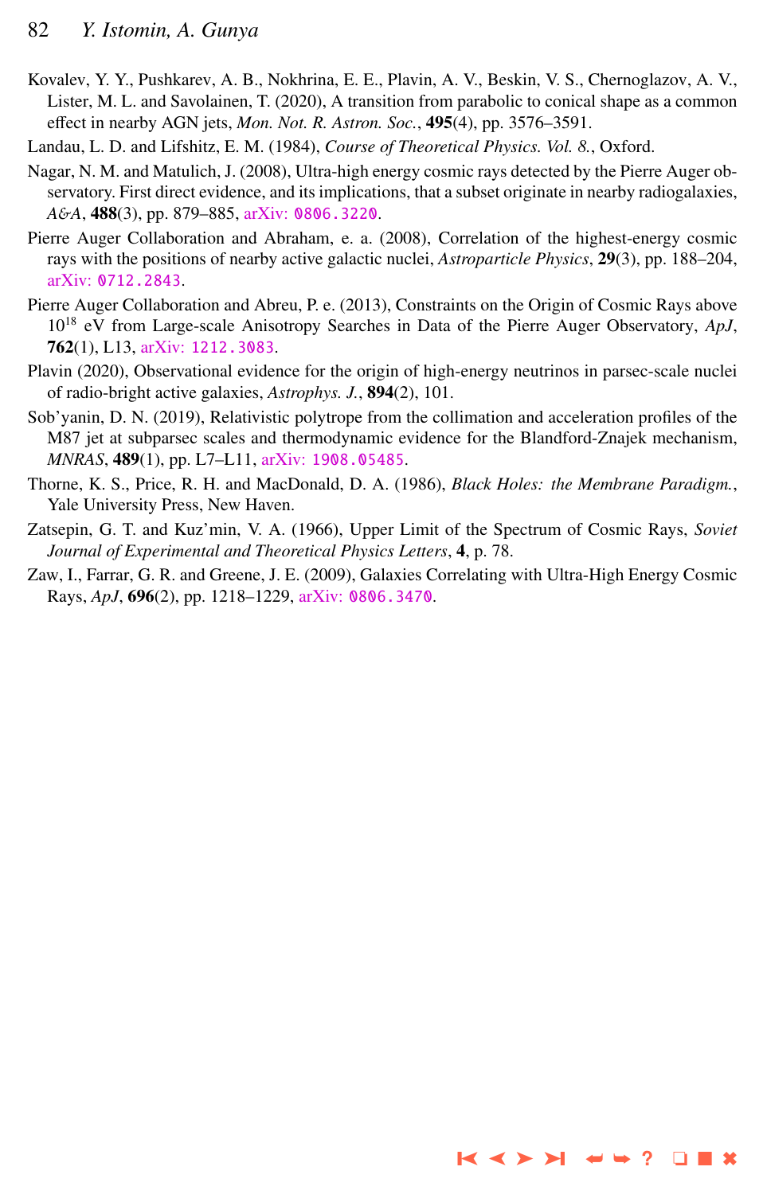Kovalev, Y. Y., Pushkarev, A. B., Nokhrina, E. E., Plavin, A. V., Beskin, V. S., Chernoglazov, A. V., Lister, M. L. and Savolainen, T. (2020), A transition from parabolic to conical shape as a common effect in nearby AGN jets, *Mon. Not. R. Astron. Soc.*, **495**(4), pp. 3576–3591.

Landau, L. D. and Lifshitz, E. M. (1984), *Course of Theoretical Physics. Vol. 8.*, Oxford.

Nagar, N. M. and Matulich, J. (2008), Ultra-high energy cosmic rays detected by the Pierre Auger observatory. First direct evidence, and its implications, that a subset originate in nearby radiogalaxies, *A&A*, **488**(3), pp. 879–885, arXiv: 0806.3220.

Pierre Auger Collaboration and Abraham, e. a. (2008), Correlation of the highest-energy cosmic rays with the positions of nearby active galactic nuclei, *Astroparticle Physics*, **29**(3), pp. 188–204, arXiv: 0712.2843.

Pierre Auger Collaboration and Abreu, P. e. (2013), Constraints on the Origin of Cosmic Rays above $10^{18}$ eV from Large-scale Anisotropy Searches in Data of the Pierre Auger Observatory, *ApJ*, **762**(1), L13, arXiv: 1212.3083.

Plavin (2020), Observational evidence for the origin of high-energy neutrinos in parsec-scale nuclei of radio-bright active galaxies, *Astrophys. J.*, **894**(2), 101.

Sob'yanin, D. N. (2019), Relativistic polytrope from the collimation and acceleration profiles of the M87 jet at subparsec scales and thermodynamic evidence for the Blandford-Znajek mechanism, *MNRAS*, **489**(1), pp. L7–L11, arXiv: 1908.05485.

Thorne, K. S., Price, R. H. and MacDonald, D. A. (1986), *Black Holes: the Membrane Paradigm.*, Yale University Press, New Haven.

Zatsepin, G. T. and Kuz'min, V. A. (1966), Upper Limit of the Spectrum of Cosmic Rays, *Soviet Journal of Experimental and Theoretical Physics Letters*, **4**, p. 78.

Zaw, I., Farrar, G. R. and Greene, J. E. (2009), Galaxies Correlating with Ultra-High Energy Cosmic Rays, *ApJ*, **696**(2), pp. 1218–1229, arXiv: 0806.3470.